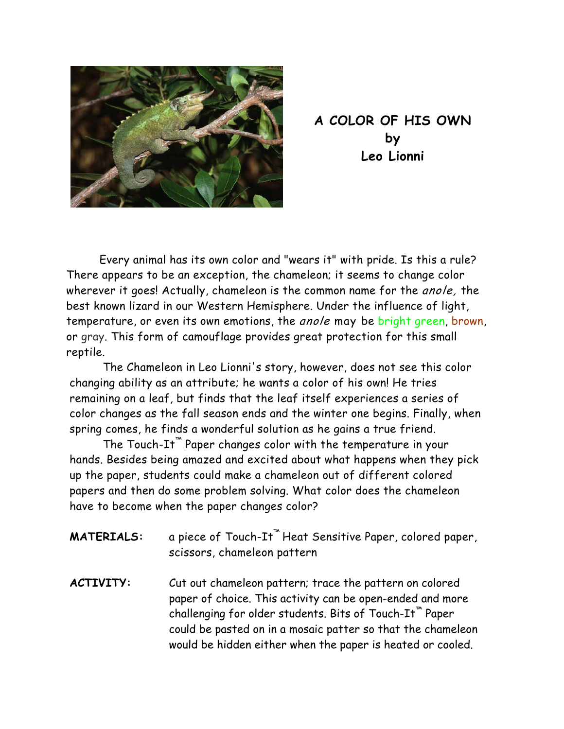# A COLOR OF HIS OWN
## by
## Leo Lionni

Every animal has its own color and "wears it" with pride. Is this a rule? There appears to be an exception, the chameleon; it seems to change color wherever it goes! Actually, chameleon is the common name for the *anole,* the best known lizard in our Western Hemisphere. Under the influence of light, temperature, or even its own emotions, the *anole* may be bright green, brown, or gray. This form of camouflage provides great protection for this small reptile.

The Chameleon in Leo Lionni's story, however, does not see this color changing ability as an attribute; he wants a color of his own! He tries remaining on a leaf, but finds that the leaf itself experiences a series of color changes as the fall season ends and the winter one begins. Finally, when spring comes, he finds a wonderful solution as he gains a true friend.

The Touch-It™ Paper changes color with the temperature in your hands. Besides being amazed and excited about what happens when they pick up the paper, students could make a chameleon out of different colored papers and then do some problem solving. What color does the chameleon have to become when the paper changes color?

**MATERIALS:** a piece of Touch-It™ Heat Sensitive Paper, colored paper, scissors, chameleon pattern

**ACTIVITY:** Cut out chameleon pattern; trace the pattern on colored paper of choice. This activity can be open-ended and more challenging for older students. Bits of Touch-It™ Paper could be pasted on in a mosaic patter so that the chameleon would be hidden either when the paper is heated or cooled.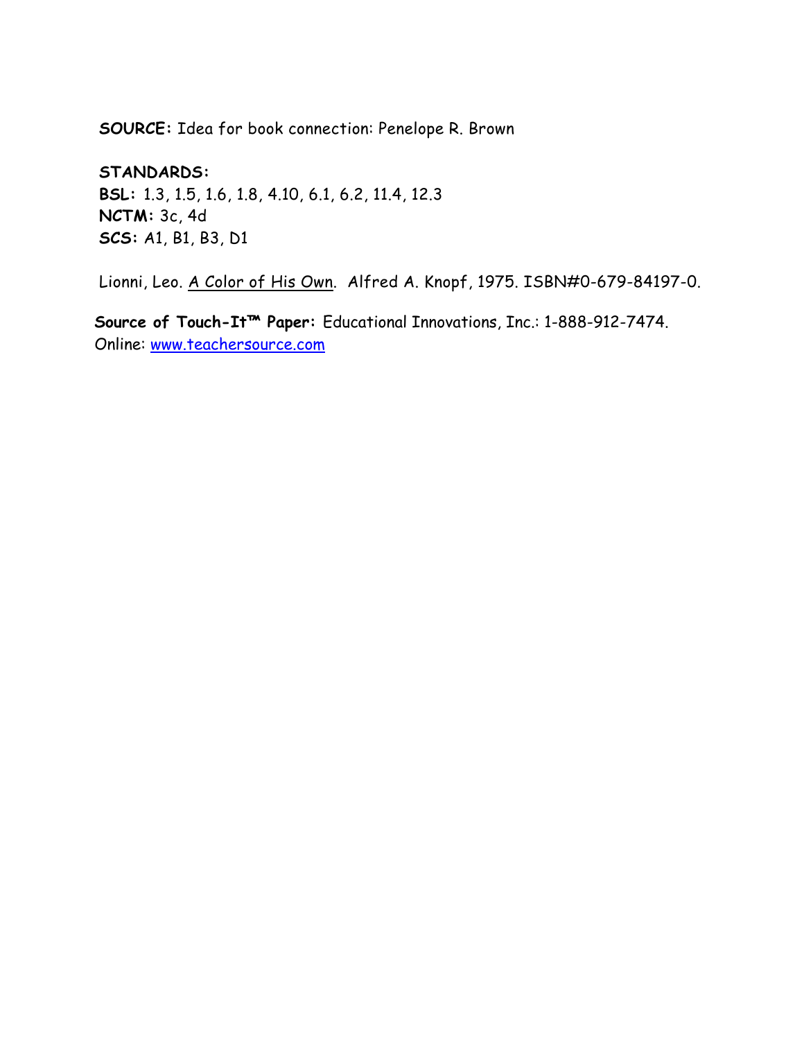**SOURCE:** Idea for book connection: Penelope R. Brown

**STANDARDS:**
**BSL:** 1.3, 1.5, 1.6, 1.8, 4.10, 6.1, 6.2, 11.4, 12.3
**NCTM:** 3c, 4d
**SCS:** A1, B1, B3, D1

Lionni, Leo. A Color of His Own. Alfred A. Knopf, 1975. ISBN#0-679-84197-0.

**Source of Touch-It™ Paper:** Educational Innovations, Inc.: 1-888-912-7474.
Online: [www.teachersource.com](http://www.teachersource.com)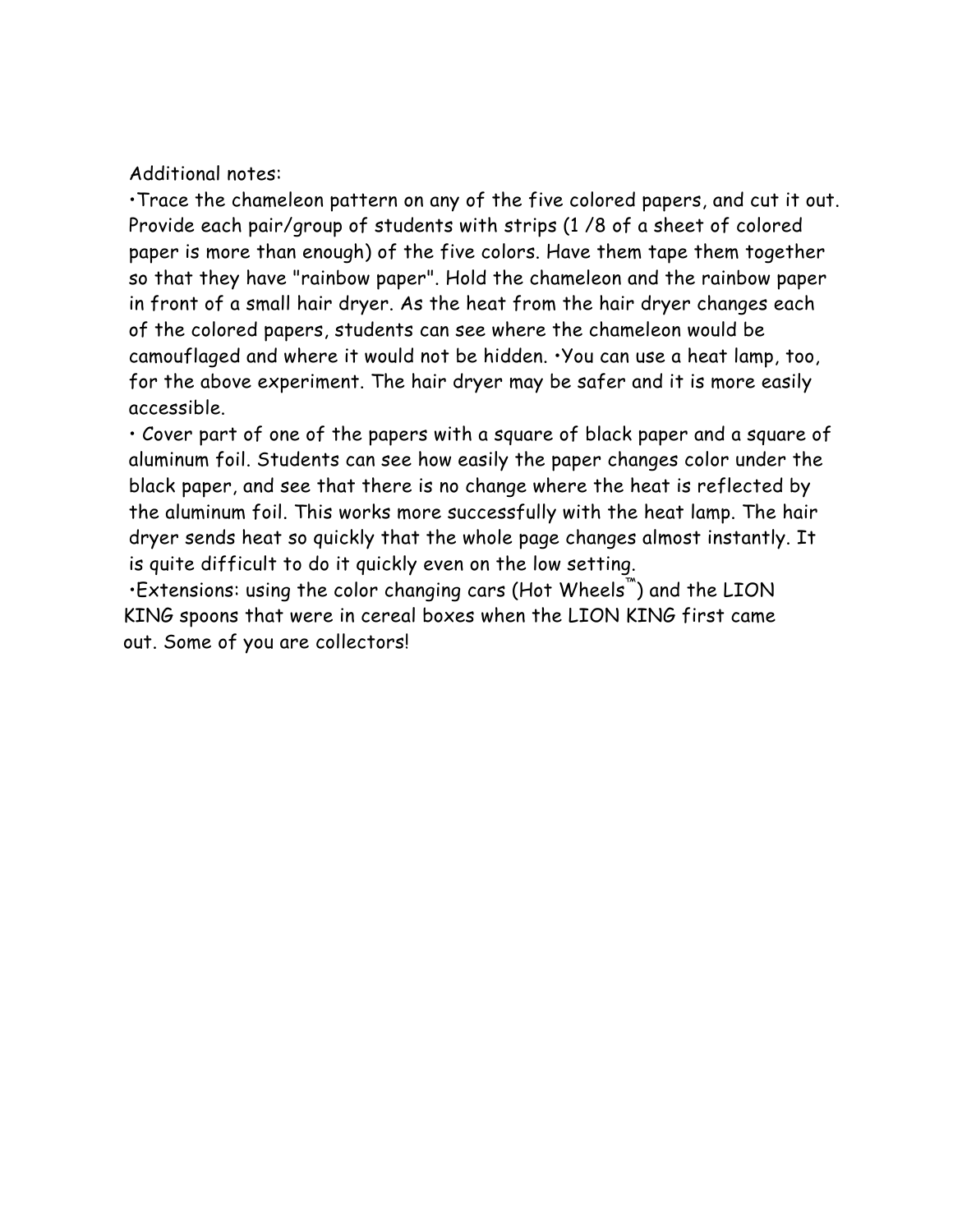Additional notes:

- Trace the chameleon pattern on any of the five colored papers, and cut it out. Provide each pair/group of students with strips (1 /8 of a sheet of colored paper is more than enough) of the five colors. Have them tape them together so that they have "rainbow paper". Hold the chameleon and the rainbow paper in front of a small hair dryer. As the heat from the hair dryer changes each of the colored papers, students can see where the chameleon would be camouflaged and where it would not be hidden.
- You can use a heat lamp, too, for the above experiment. The hair dryer may be safer and it is more easily accessible.
- Cover part of one of the papers with a square of black paper and a square of aluminum foil. Students can see how easily the paper changes color under the black paper, and see that there is no change where the heat is reflected by the aluminum foil. This works more successfully with the heat lamp. The hair dryer sends heat so quickly that the whole page changes almost instantly. It is quite difficult to do it quickly even on the low setting.
- Extensions: using the color changing cars (Hot Wheels™) and the LION KING spoons that were in cereal boxes when the LION KING first came out. Some of you are collectors!